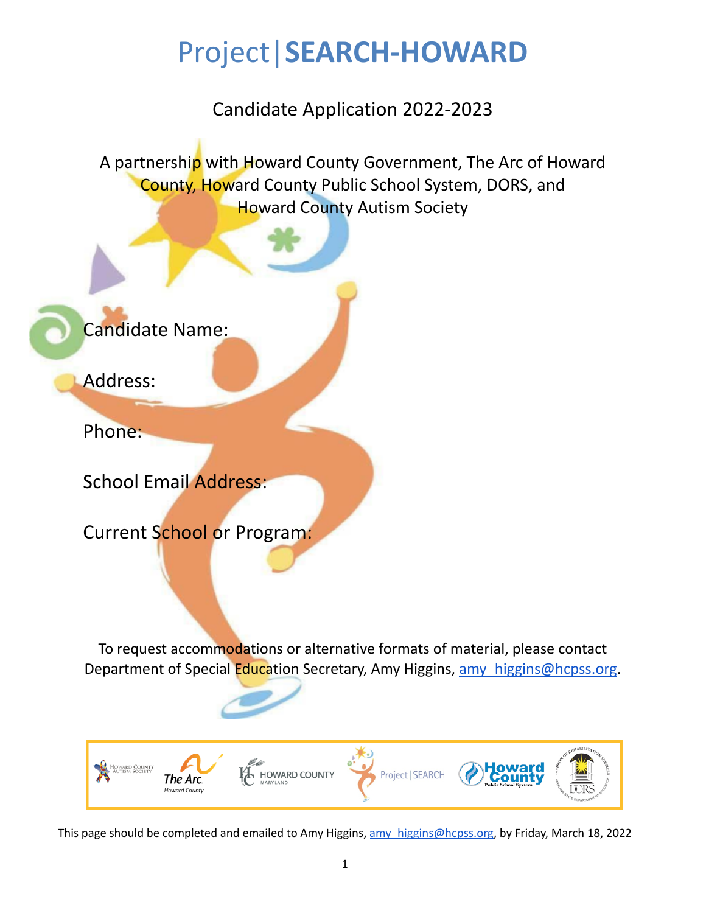# Project|SEARCH-HOWARD

## Candidate Application 2022-2023

A partnership with Howard County Government, The Arc of Howard County, Howard County Public School System, DORS, and Howard County Autism Society

Candidate Name:

Address:

Phone:

School Email Address:

Current School or Program:

To request accommodations or alternative formats of material, please contact Department of Special Education Secretary, Amy Higgins, amy_higgins@hcpss.org.

This page should be completed and emailed to Amy Higgins, amy_higgins@hcpss.org, by Friday, March 18, 2022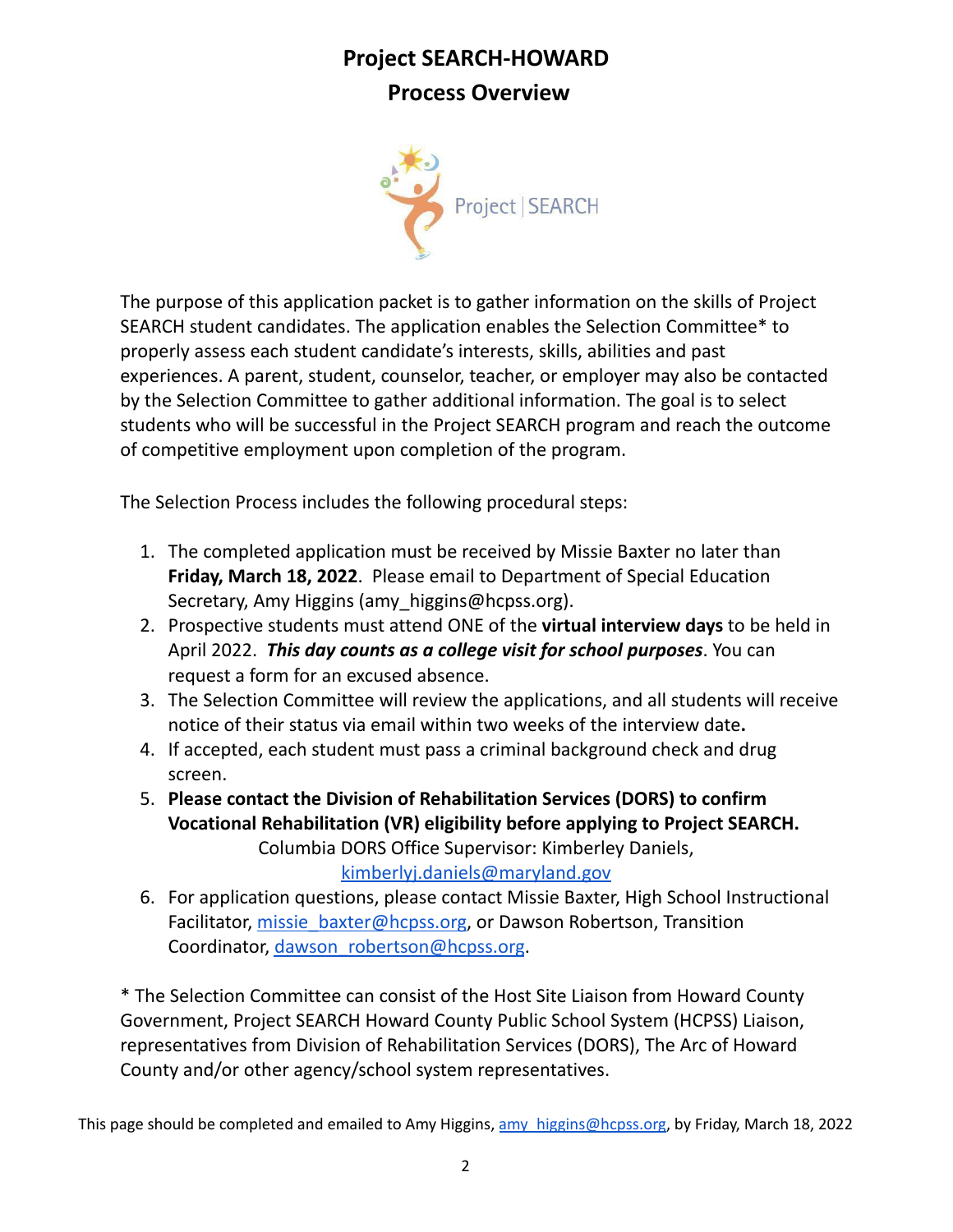# Project SEARCH-HOWARD
## Process Overview

The purpose of this application packet is to gather information on the skills of Project SEARCH student candidates. The application enables the Selection Committee* to properly assess each student candidate's interests, skills, abilities and past experiences. A parent, student, counselor, teacher, or employer may also be contacted by the Selection Committee to gather additional information. The goal is to select students who will be successful in the Project SEARCH program and reach the outcome of competitive employment upon completion of the program.

The Selection Process includes the following procedural steps:

1. The completed application must be received by Missie Baxter no later than **Friday, March 18, 2022**. Please email to Department of Special Education Secretary, Amy Higgins (amy_higgins@hcpss.org).
2. Prospective students must attend ONE of the **virtual interview days** to be held in April 2022. ***This day counts as a college visit for school purposes***. You can request a form for an excused absence.
3. The Selection Committee will review the applications, and all students will receive notice of their status via email within two weeks of the interview date.
4. If accepted, each student must pass a criminal background check and drug screen.
5. **Please contact the Division of Rehabilitation Services (DORS) to confirm Vocational Rehabilitation (VR) eligibility before applying to Project SEARCH.**
   Columbia DORS Office Supervisor: Kimberley Daniels, kimberlyj.daniels@maryland.gov
6. For application questions, please contact Missie Baxter, High School Instructional Facilitator, missie_baxter@hcpss.org, or Dawson Robertson, Transition Coordinator, dawson_robertson@hcpss.org.

* The Selection Committee can consist of the Host Site Liaison from Howard County Government, Project SEARCH Howard County Public School System (HCPSS) Liaison, representatives from Division of Rehabilitation Services (DORS), The Arc of Howard County and/or other agency/school system representatives.

This page should be completed and emailed to Amy Higgins, amy_higgins@hcpss.org, by Friday, March 18, 2022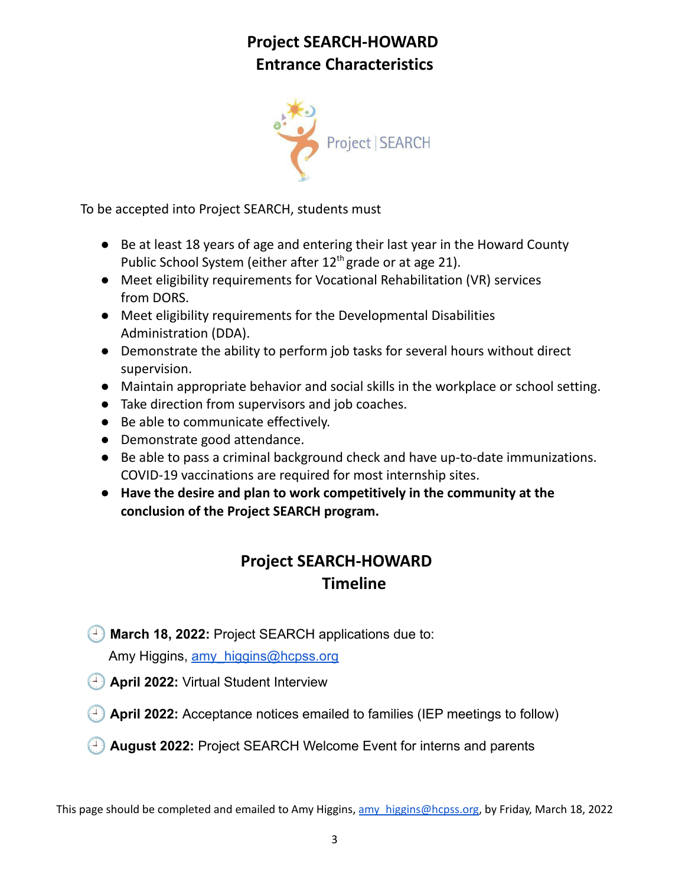# Project SEARCH-HOWARD
# Entrance Characteristics

To be accepted into Project SEARCH, students must

- Be at least 18 years of age and entering their last year in the Howard County Public School System (either after 12th grade or at age 21).
- Meet eligibility requirements for Vocational Rehabilitation (VR) services from DORS.
- Meet eligibility requirements for the Developmental Disabilities Administration (DDA).
- Demonstrate the ability to perform job tasks for several hours without direct supervision.
- Maintain appropriate behavior and social skills in the workplace or school setting.
- Take direction from supervisors and job coaches.
- Be able to communicate effectively.
- Demonstrate good attendance.
- Be able to pass a criminal background check and have up-to-date immunizations. COVID-19 vaccinations are required for most internship sites.
- **Have the desire and plan to work competitively in the community at the conclusion of the Project SEARCH program.**

# Project SEARCH-HOWARD
# Timeline

- **March 18, 2022:** Project SEARCH applications due to: Amy Higgins, amy_higgins@hcpss.org
- **April 2022:** Virtual Student Interview
- **April 2022:** Acceptance notices emailed to families (IEP meetings to follow)
- **August 2022:** Project SEARCH Welcome Event for interns and parents

This page should be completed and emailed to Amy Higgins, amy_higgins@hcpss.org, by Friday, March 18, 2022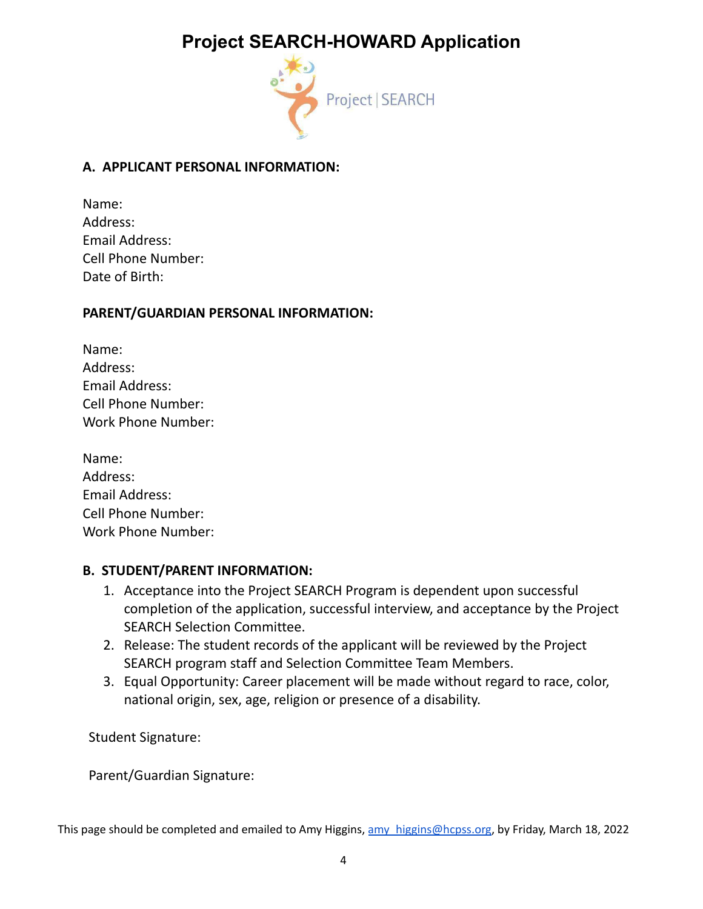# Project SEARCH-HOWARD Application

Project | SEARCH

**A. APPLICANT PERSONAL INFORMATION:**

Name:
Address:
Email Address:
Cell Phone Number:
Date of Birth:

**PARENT/GUARDIAN PERSONAL INFORMATION:**

Name:
Address:
Email Address:
Cell Phone Number:
Work Phone Number:

Name:
Address:
Email Address:
Cell Phone Number:
Work Phone Number:

**B. STUDENT/PARENT INFORMATION:**

1. Acceptance into the Project SEARCH Program is dependent upon successful completion of the application, successful interview, and acceptance by the Project SEARCH Selection Committee.
2. Release: The student records of the applicant will be reviewed by the Project SEARCH program staff and Selection Committee Team Members.
3. Equal Opportunity: Career placement will be made without regard to race, color, national origin, sex, age, religion or presence of a disability.

Student Signature:

Parent/Guardian Signature:

This page should be completed and emailed to Amy Higgins, amy_higgins@hcpss.org, by Friday, March 18, 2022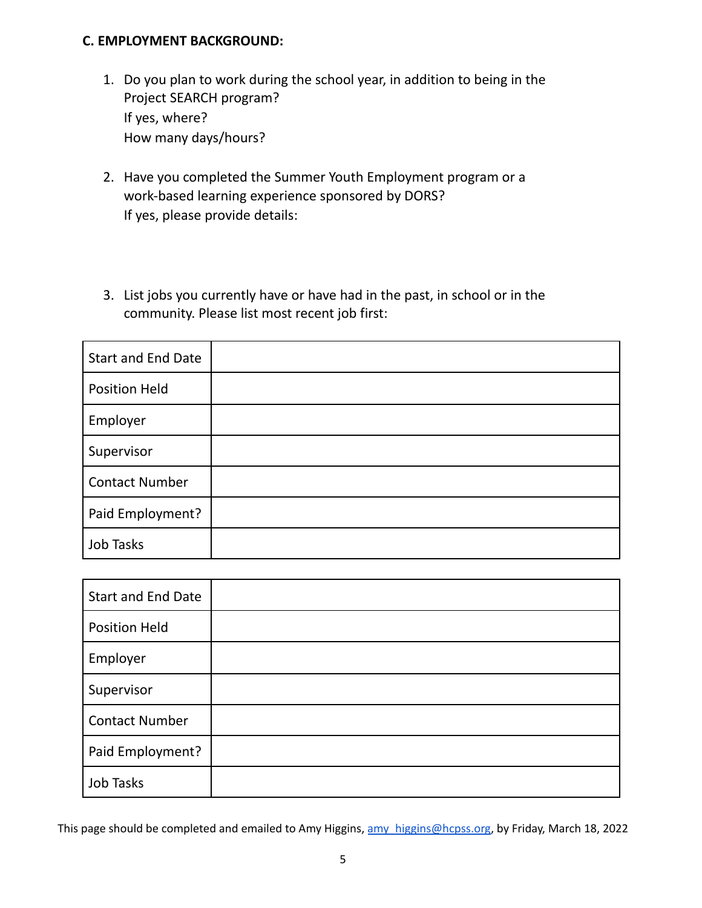**C. EMPLOYMENT BACKGROUND:**

1. Do you plan to work during the school year, in addition to being in the Project SEARCH program?
   If yes, where?
   How many days/hours?

2. Have you completed the Summer Youth Employment program or a work-based learning experience sponsored by DORS?
   If yes, please provide details:

3. List jobs you currently have or have had in the past, in school or in the community. Please list most recent job first:

| | |
|---|---|
| Start and End Date | |
| Position Held | |
| Employer | |
| Supervisor | |
| Contact Number | |
| Paid Employment? | |
| Job Tasks | |

| | |
|---|---|
| Start and End Date | |
| Position Held | |
| Employer | |
| Supervisor | |
| Contact Number | |
| Paid Employment? | |
| Job Tasks | |

This page should be completed and emailed to Amy Higgins, [amy_higgins@hcpss.org](mailto:amy_higgins@hcpss.org), by Friday, March 18, 2022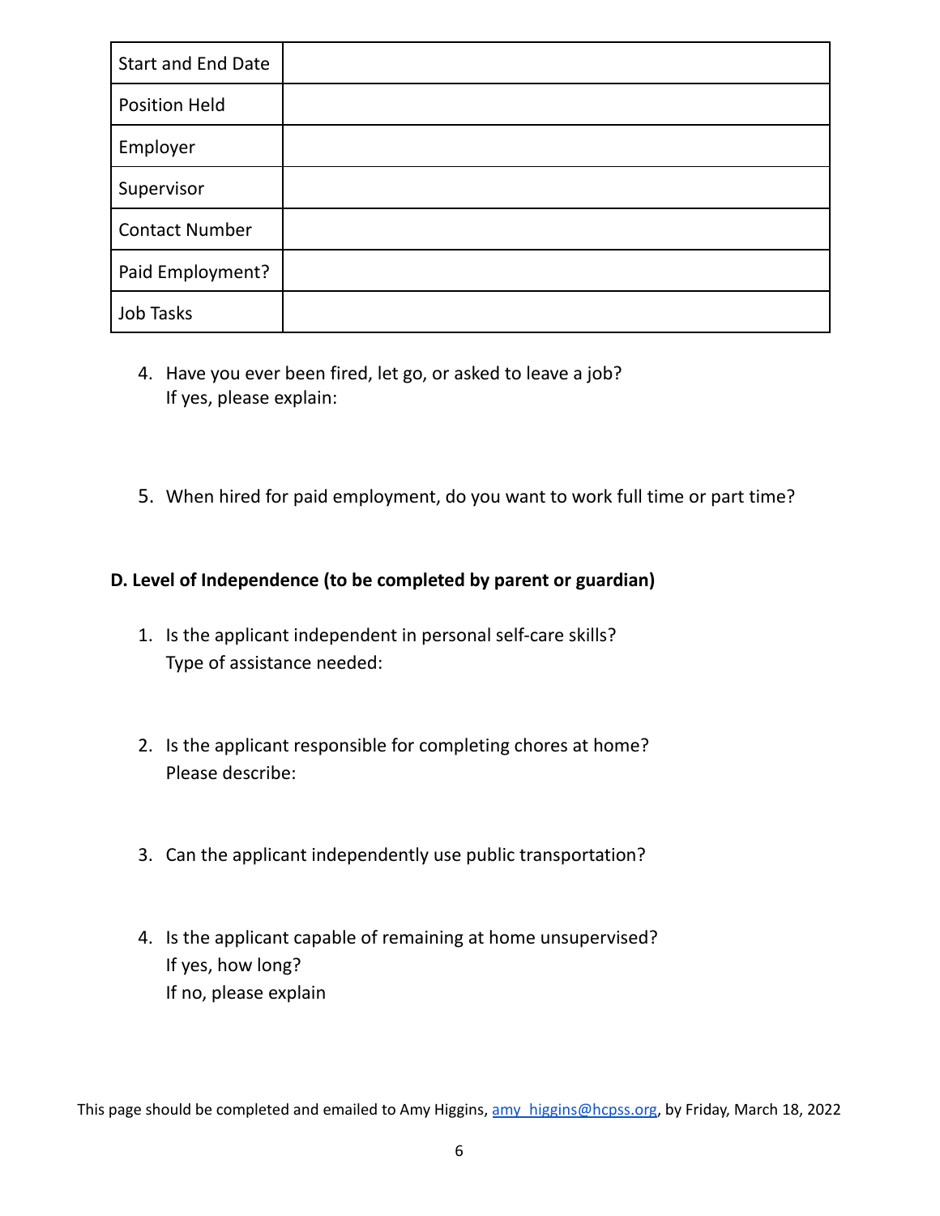| Start and End Date | |
|---|---|
| Position Held | |
| Employer | |
| Supervisor | |
| Contact Number | |
| Paid Employment? | |
| Job Tasks | |

4. Have you ever been fired, let go, or asked to leave a job?
   If yes, please explain:

5. When hired for paid employment, do you want to work full time or part time?

**D. Level of Independence (to be completed by parent or guardian)**

1. Is the applicant independent in personal self-care skills?
   Type of assistance needed:

2. Is the applicant responsible for completing chores at home?
   Please describe:

3. Can the applicant independently use public transportation?

4. Is the applicant capable of remaining at home unsupervised?
   If yes, how long?
   If no, please explain

This page should be completed and emailed to Amy Higgins, amy_higgins@hcpss.org, by Friday, March 18, 2022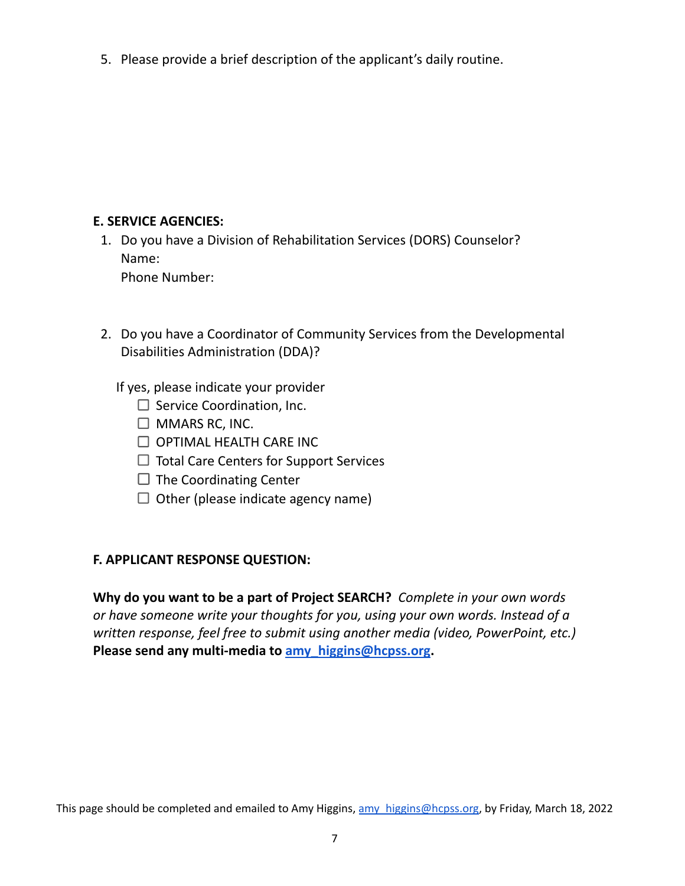5. Please provide a brief description of the applicant's daily routine.

**E. SERVICE AGENCIES:**

1. Do you have a Division of Rehabilitation Services (DORS) Counselor?
   Name:
   Phone Number:

2. Do you have a Coordinator of Community Services from the Developmental Disabilities Administration (DDA)?

   If yes, please indicate your provider
   - ☐ Service Coordination, Inc.
   - ☐ MMARS RC, INC.
   - ☐ OPTIMAL HEALTH CARE INC
   - ☐ Total Care Centers for Support Services
   - ☐ The Coordinating Center
   - ☐ Other (please indicate agency name)

**F. APPLICANT RESPONSE QUESTION:**

**Why do you want to be a part of Project SEARCH?** *Complete in your own words or have someone write your thoughts for you, using your own words. Instead of a written response, feel free to submit using another media (video, PowerPoint, etc.)* **Please send any multi-media to [amy_higgins@hcpss.org](mailto:amy_higgins@hcpss.org).**

This page should be completed and emailed to Amy Higgins, [amy_higgins@hcpss.org](mailto:amy_higgins@hcpss.org), by Friday, March 18, 2022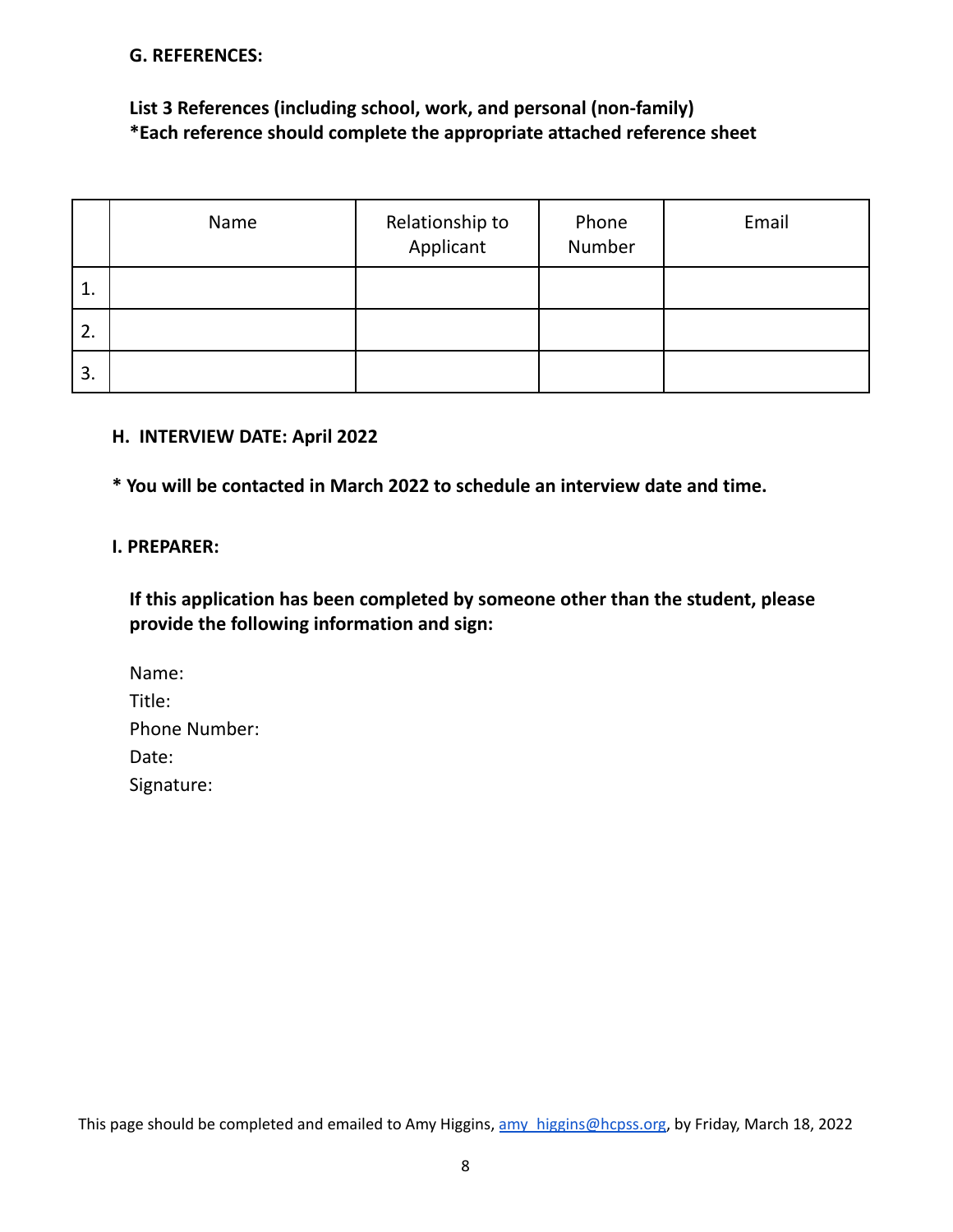**G. REFERENCES:**

**List 3 References (including school, work, and personal (non-family)**
**\*Each reference should complete the appropriate attached reference sheet**

| | Name | Relationship to Applicant | Phone Number | Email |
|---|---|---|---|---|
| 1. | | | | |
| 2. | | | | |
| 3. | | | | |

**H. INTERVIEW DATE: April 2022**

**\* You will be contacted in March 2022 to schedule an interview date and time.**

**I. PREPARER:**

**If this application has been completed by someone other than the student, please provide the following information and sign:**

Name:
Title:
Phone Number:
Date:
Signature:

This page should be completed and emailed to Amy Higgins, amy_higgins@hcpss.org, by Friday, March 18, 2022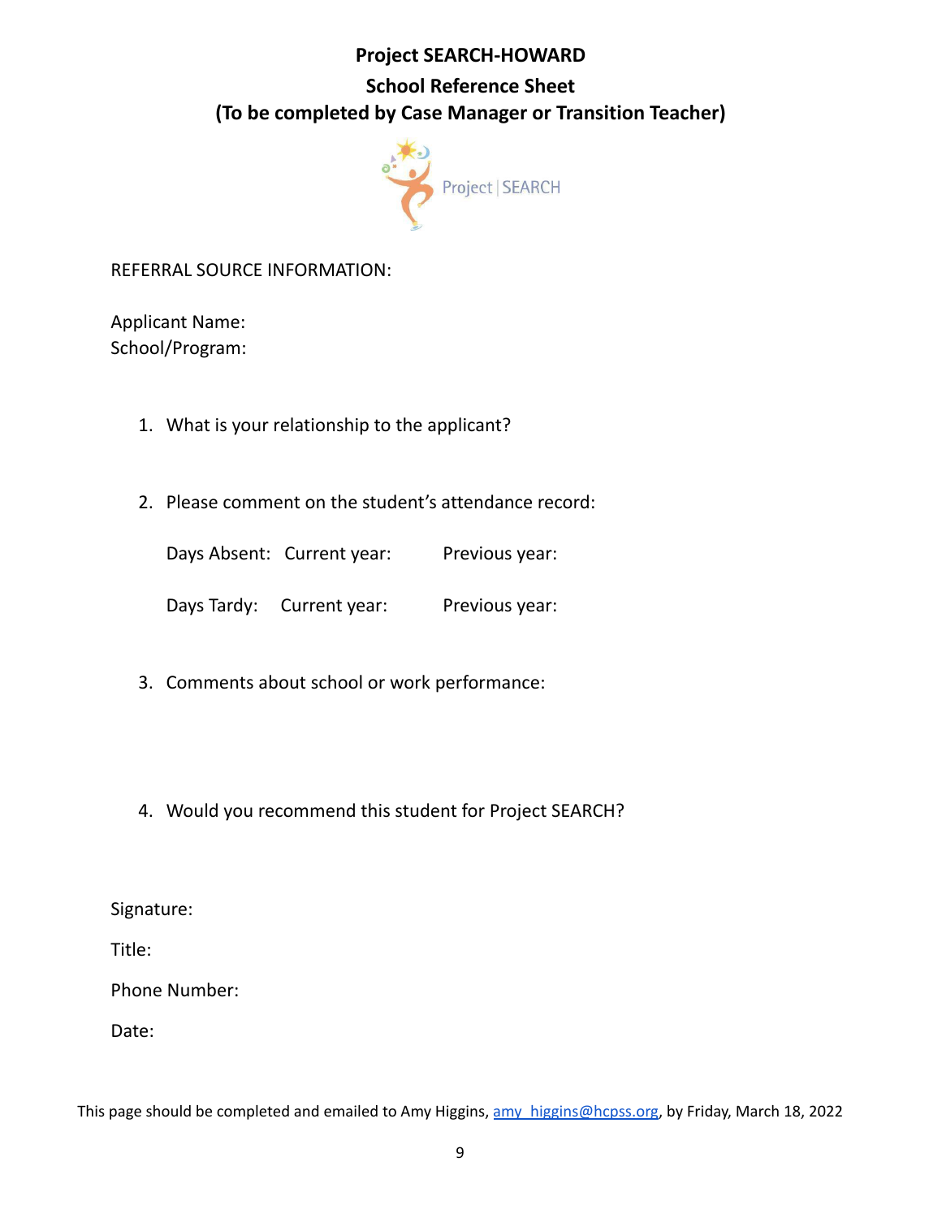# Project SEARCH-HOWARD

## School Reference Sheet

## (To be completed by Case Manager or Transition Teacher)

REFERRAL SOURCE INFORMATION:

Applicant Name:
School/Program:

1. What is your relationship to the applicant?

2. Please comment on the student's attendance record:

   Days Absent: Current year: Previous year:

   Days Tardy: Current year: Previous year:

3. Comments about school or work performance:

4. Would you recommend this student for Project SEARCH?

Signature:

Title:

Phone Number:

Date:

This page should be completed and emailed to Amy Higgins, amy_higgins@hcpss.org, by Friday, March 18, 2022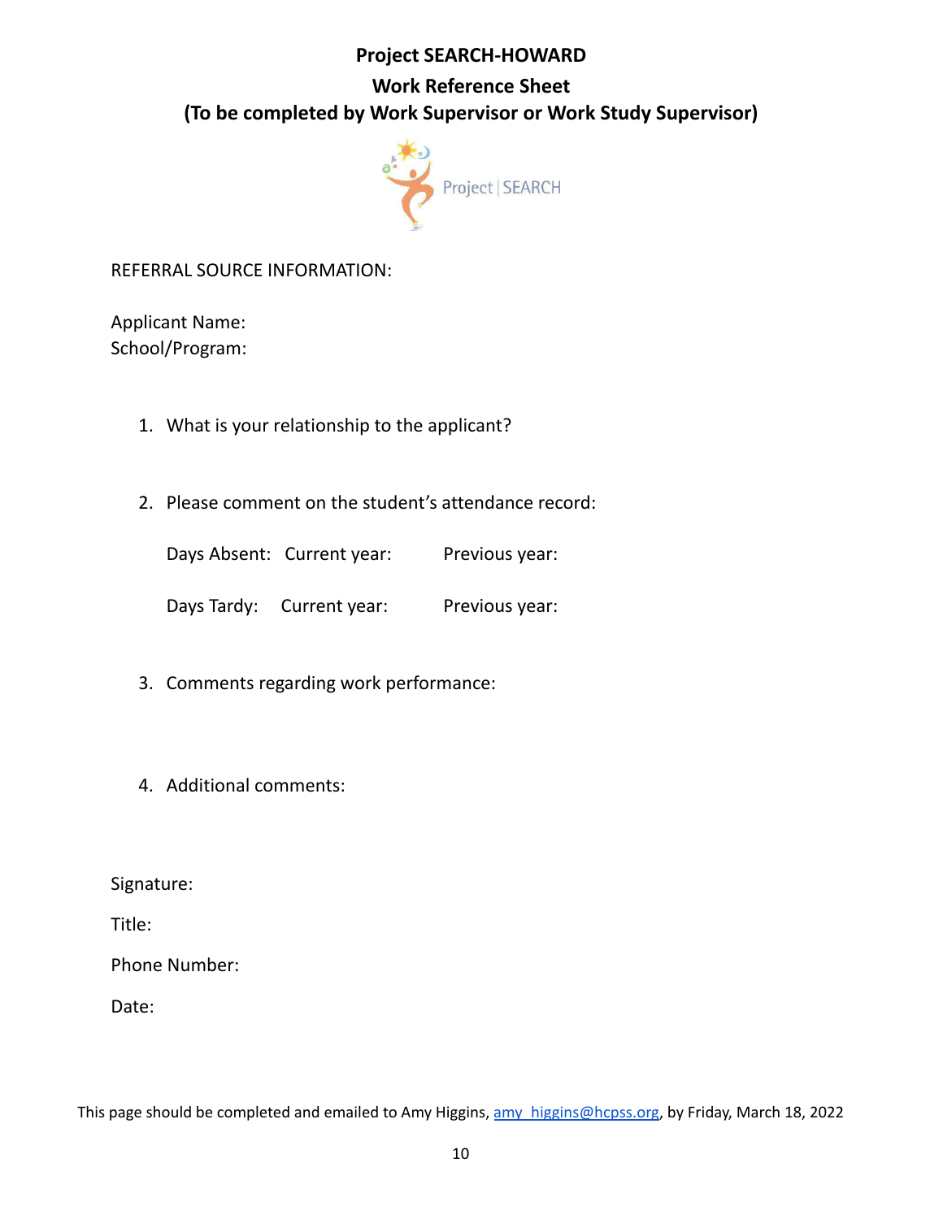# Project SEARCH-HOWARD

## Work Reference Sheet

## (To be completed by Work Supervisor or Work Study Supervisor)

REFERRAL SOURCE INFORMATION:

Applicant Name:
School/Program:

1. What is your relationship to the applicant?

2. Please comment on the student's attendance record:

   Days Absent: Current year: Previous year:

   Days Tardy: Current year: Previous year:

3. Comments regarding work performance:

4. Additional comments:

Signature:

Title:

Phone Number:

Date:

This page should be completed and emailed to Amy Higgins, amy_higgins@hcpss.org, by Friday, March 18, 2022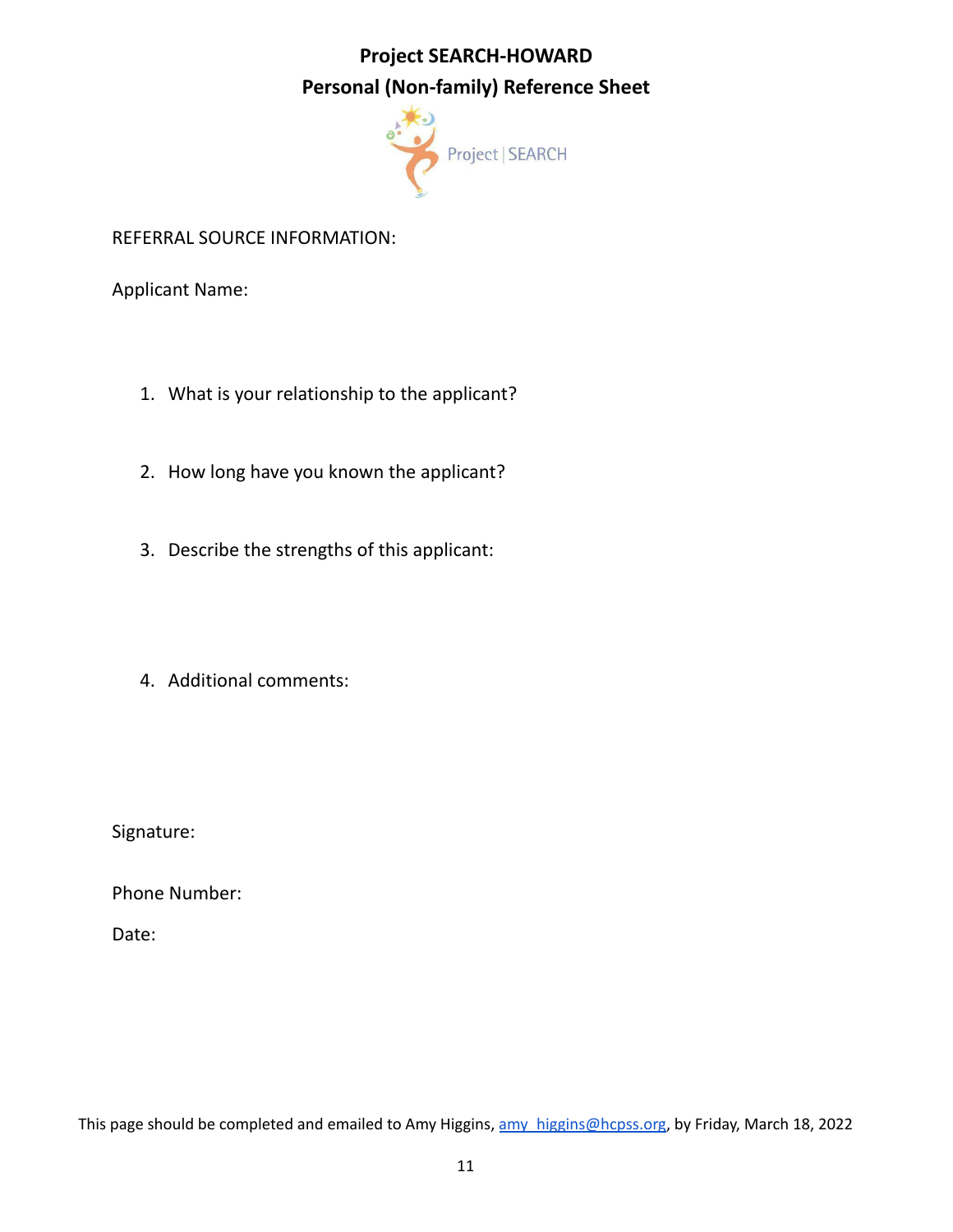# Project SEARCH-HOWARD

## Personal (Non-family) Reference Sheet

REFERRAL SOURCE INFORMATION:

Applicant Name:

1. What is your relationship to the applicant?

2. How long have you known the applicant?

3. Describe the strengths of this applicant:

4. Additional comments:

Signature:

Phone Number:

Date:

This page should be completed and emailed to Amy Higgins, amy_higgins@hcpss.org, by Friday, March 18, 2022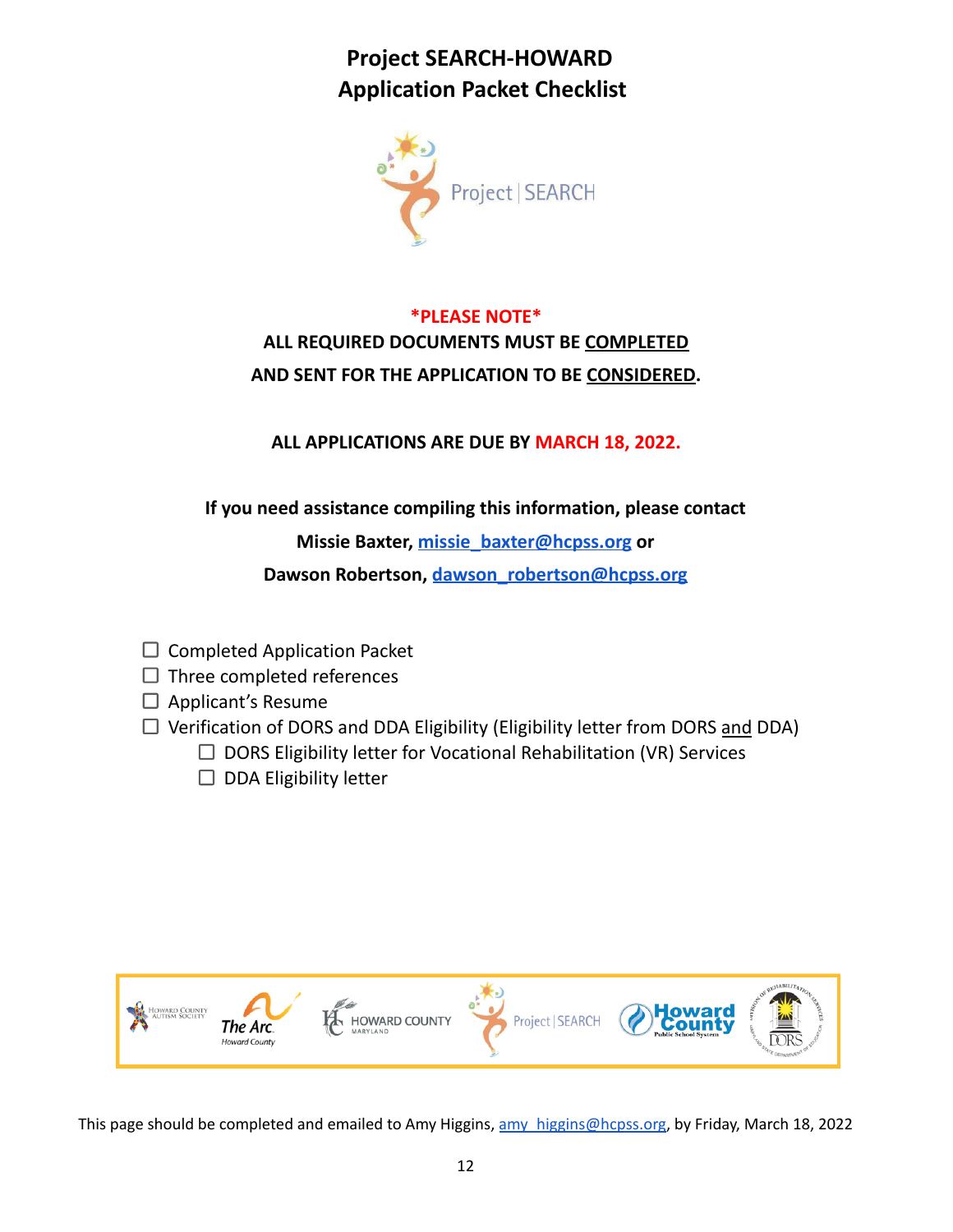# Project SEARCH-HOWARD
# Application Packet Checklist

**\*PLEASE NOTE\***

**ALL REQUIRED DOCUMENTS MUST BE <u>COMPLETED</u> AND SENT FOR THE APPLICATION TO BE <u>CONSIDERED</u>.**

**ALL APPLICATIONS ARE DUE BY MARCH 18, 2022.**

**If you need assistance compiling this information, please contact**

**Missie Baxter, [missie_baxter@hcpss.org](mailto:missie_baxter@hcpss.org) or**

**Dawson Robertson, [dawson_robertson@hcpss.org](mailto:dawson_robertson@hcpss.org)**

- ☐ Completed Application Packet
- ☐ Three completed references
- ☐ Applicant's Resume
- ☐ Verification of DORS and DDA Eligibility (Eligibility letter from DORS <u>and</u> DDA)
  - ☐ DORS Eligibility letter for Vocational Rehabilitation (VR) Services
  - ☐ DDA Eligibility letter

This page should be completed and emailed to Amy Higgins, [amy_higgins@hcpss.org](mailto:amy_higgins@hcpss.org), by Friday, March 18, 2022